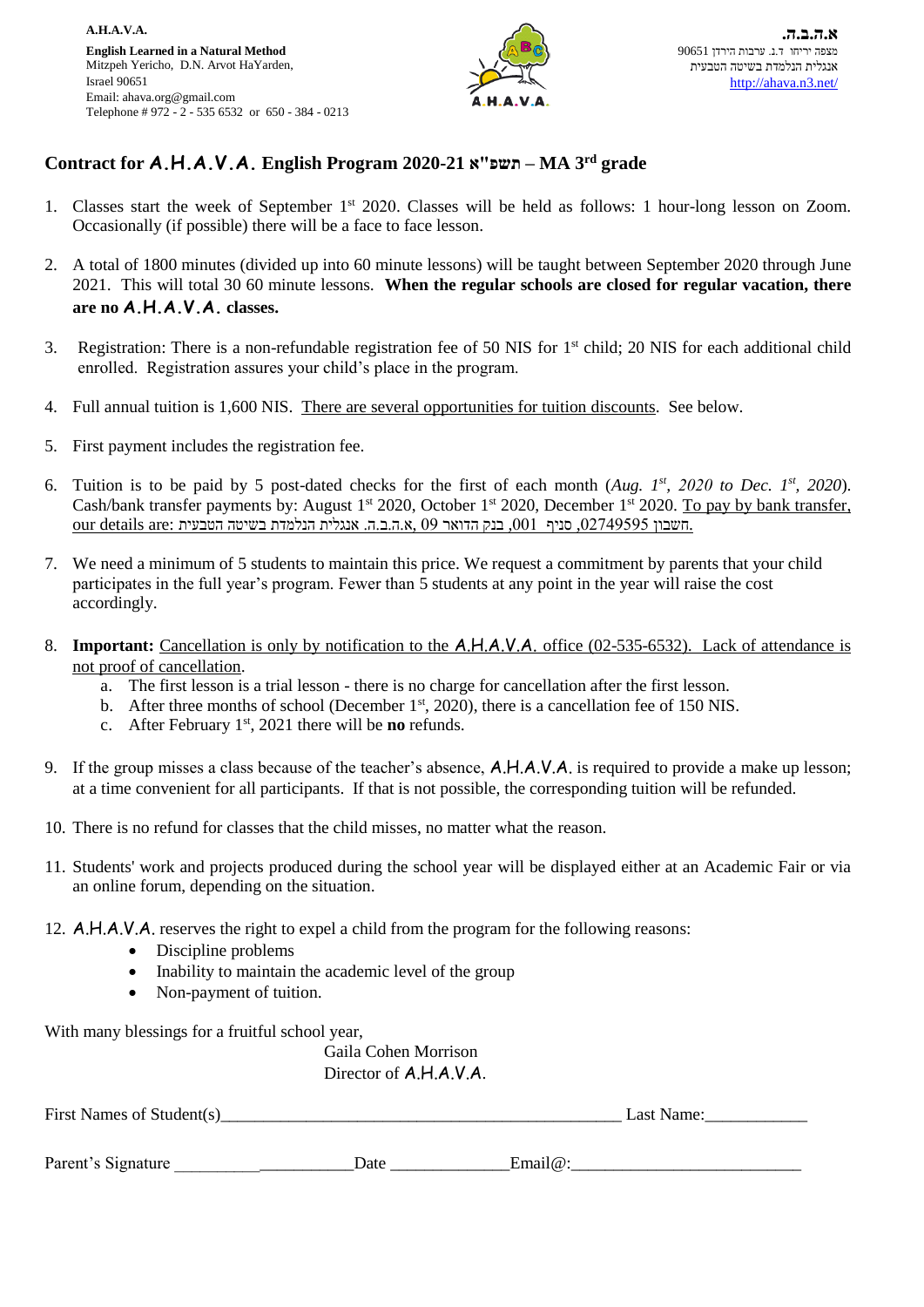**A.H.A.V.A.**
**English Learned in a Natural Method**
Mitzpeh Yericho, D.N. Arvot HaYarden,
Israel 90651
Email: ahava.org@gmail.com
Telephone # 972 - 2 - 535 6532 or 650 - 384 - 0213

**א.ה.ב.ה.**
מצפה יריחו ד.נ. ערבות הירדן 90651
אנגלית הנלמדת בשיטה הטבעית
http://ahava.n3.net/

## Contract for A.H.A.V.A. English Program 2020-21 תשפ"א – MA 3rd grade

1. Classes start the week of September 1st 2020. Classes will be held as follows: 1 hour-long lesson on Zoom. Occasionally (if possible) there will be a face to face lesson.

2. A total of 1800 minutes (divided up into 60 minute lessons) will be taught between September 2020 through June 2021. This will total 30 60 minute lessons. **When the regular schools are closed for regular vacation, there are no A.H.A.V.A. classes.**

3. Registration: There is a non-refundable registration fee of 50 NIS for 1st child; 20 NIS for each additional child enrolled. Registration assures your child's place in the program.

4. Full annual tuition is 1,600 NIS. There are several opportunities for tuition discounts. See below.

5. First payment includes the registration fee.

6. Tuition is to be paid by 5 post-dated checks for the first of each month (*Aug. 1st, 2020 to Dec. 1st, 2020*). Cash/bank transfer payments by: August 1st 2020, October 1st 2020, December 1st 2020. To pay by bank transfer, our details are: א.ה.ב.ה. אנגלית הנלמדת בשיטה הטבעית, בנק הדואר 09, סניף 001, חשבון 02749595.

7. We need a minimum of 5 students to maintain this price. We request a commitment by parents that your child participates in the full year's program. Fewer than 5 students at any point in the year will raise the cost accordingly.

8. **Important:** Cancellation is only by notification to the A.H.A.V.A. office (02-535-6532). Lack of attendance is not proof of cancellation.
   a. The first lesson is a trial lesson - there is no charge for cancellation after the first lesson.
   b. After three months of school (December 1st, 2020), there is a cancellation fee of 150 NIS.
   c. After February 1st, 2021 there will be **no** refunds.

9. If the group misses a class because of the teacher's absence, A.H.A.V.A. is required to provide a make up lesson; at a time convenient for all participants. If that is not possible, the corresponding tuition will be refunded.

10. There is no refund for classes that the child misses, no matter what the reason.

11. Students' work and projects produced during the school year will be displayed either at an Academic Fair or via an online forum, depending on the situation.

12. A.H.A.V.A. reserves the right to expel a child from the program for the following reasons:
    - Discipline problems
    - Inability to maintain the academic level of the group
    - Non-payment of tuition.

With many blessings for a fruitful school year,

Gaila Cohen Morrison
Director of A.H.A.V.A.

First Names of Student(s)_______________________________________________ Last Name:____________

Parent's Signature _____________________Date ______________Email@:___________________________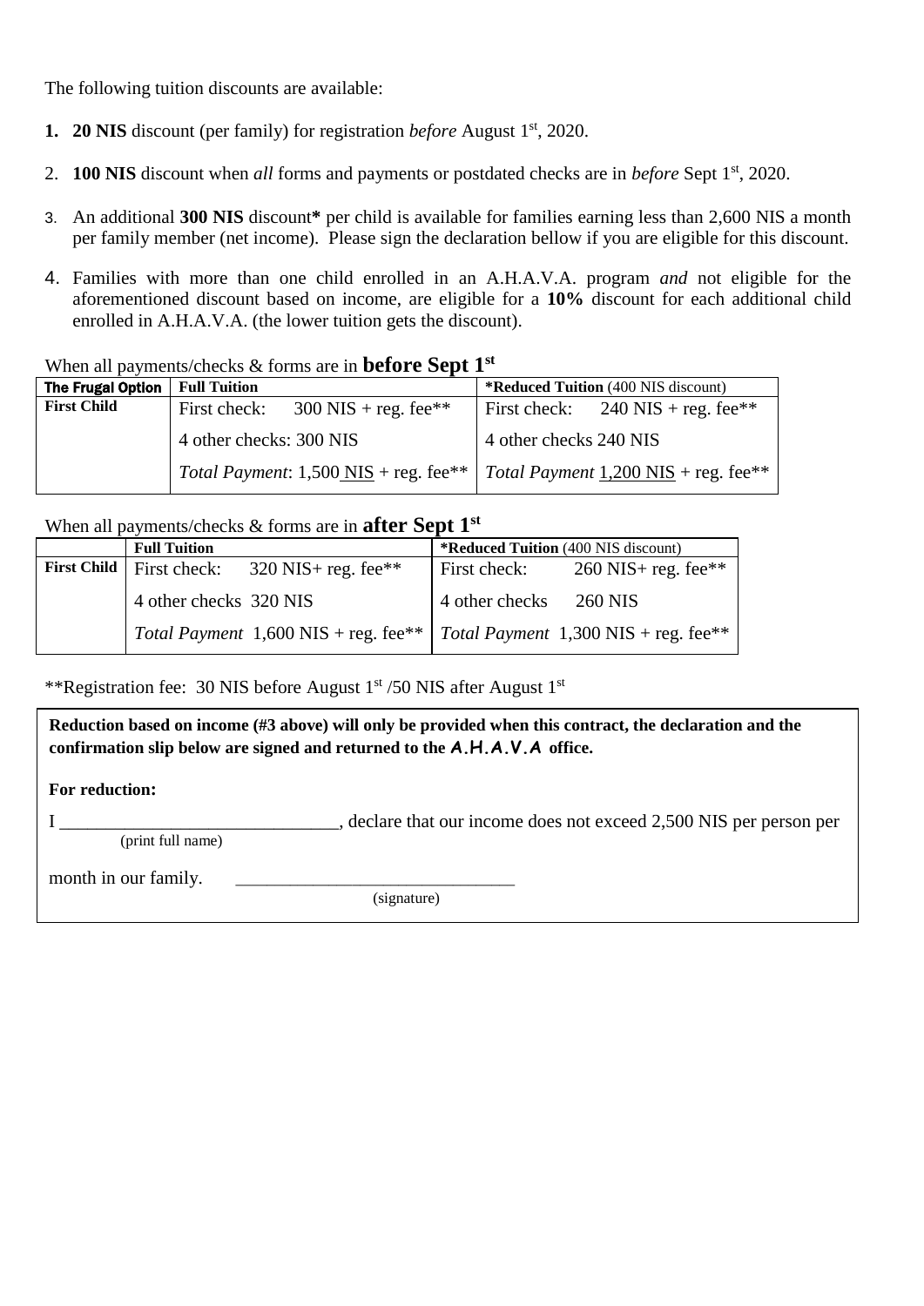The following tuition discounts are available:

1. **20 NIS** discount (per family) for registration *before* August 1st, 2020.
2. **100 NIS** discount when *all* forms and payments or postdated checks are in *before* Sept 1st, 2020.
3. An additional **300 NIS** discount**\*** per child is available for families earning less than 2,600 NIS a month per family member (net income). Please sign the declaration bellow if you are eligible for this discount.
4. Families with more than one child enrolled in an A.H.A.V.A. program *and* not eligible for the aforementioned discount based on income, are eligible for a **10%** discount for each additional child enrolled in A.H.A.V.A. (the lower tuition gets the discount).

When all payments/checks & forms are in **before Sept 1st**

| **The Frugal Option** | **Full Tuition** | **\*Reduced Tuition** (400 NIS discount) |
|---|---|---|
| **First Child** | First check: 300 NIS + reg. fee** | First check: 240 NIS + reg. fee** |
| | 4 other checks: 300 NIS | 4 other checks 240 NIS |
| | *Total Payment*: 1,500 NIS + reg. fee** | *Total Payment* 1,200 NIS + reg. fee** |

When all payments/checks & forms are in **after Sept 1st**

| | **Full Tuition** | **\*Reduced Tuition** (400 NIS discount) |
|---|---|---|
| **First Child** | First check: 320 NIS+ reg. fee** | First check: 260 NIS+ reg. fee** |
| | 4 other checks 320 NIS | 4 other checks 260 NIS |
| | *Total Payment* 1,600 NIS + reg. fee** | *Total Payment* 1,300 NIS + reg. fee** |

**Registration fee: 30 NIS before August 1st /50 NIS after August 1st

**Reduction based on income (#3 above) will only be provided when this contract, the declaration and the confirmation slip below are signed and returned to the A.H.A.V.A office.**

**For reduction:**

I ______________________________, declare that our income does not exceed 2,500 NIS per person per
(print full name)

month in our family. ______________________________
(signature)